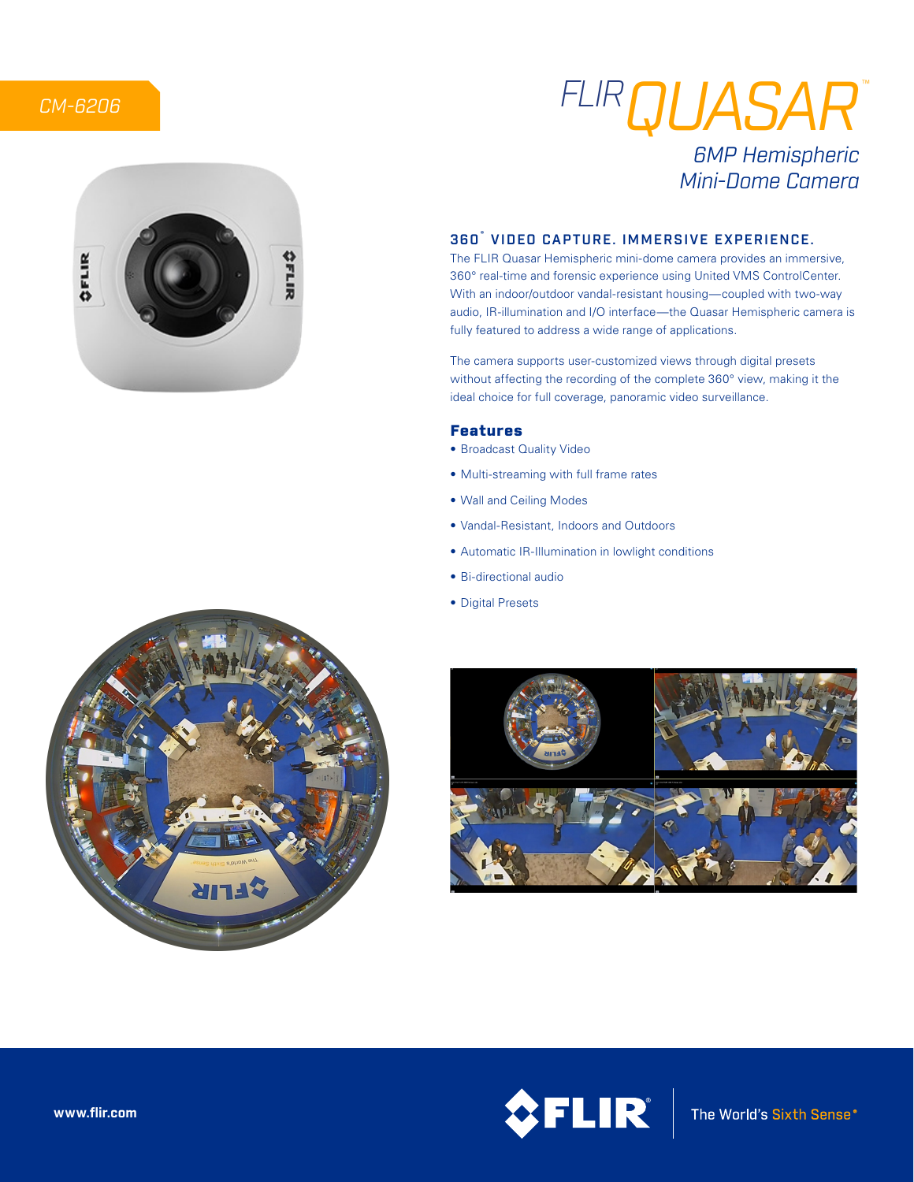CM-6206

# FLIR QUASAR™

## 6MP Hemispheric Mini-Dome Camera

### 360° VIDEO CAPTURE. IMMERSIVE EXPERIENCE.

The FLIR Quasar Hemispheric mini-dome camera provides an immersive, 360° real-time and forensic experience using United VMS ControlCenter. With an indoor/outdoor vandal-resistant housing—coupled with two-way audio, IR-illumination and I/O interface—the Quasar Hemispheric camera is fully featured to address a wide range of applications.

The camera supports user-customized views through digital presets without affecting the recording of the complete 360° view, making it the ideal choice for full coverage, panoramic video surveillance.

### Features

- Broadcast Quality Video
- Multi-streaming with full frame rates
- Wall and Ceiling Modes
- Vandal-Resistant, Indoors and Outdoors
- Automatic IR-Illumination in lowlight conditions
- Bi-directional audio
- Digital Presets

www.flir.com

FLIR® The World's Sixth Sense®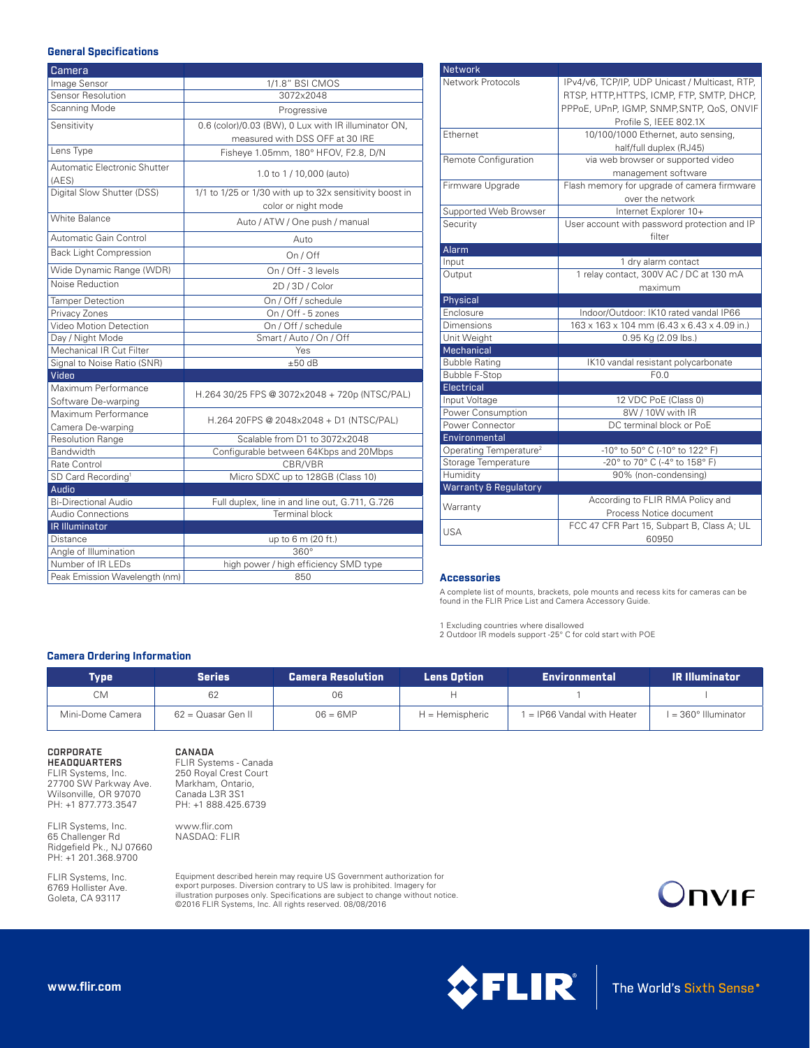## General Specifications

| Camera | |
|---|---|
| Image Sensor | 1/1.8" BSI CMOS |
| Sensor Resolution | 3072x2048 |
| Scanning Mode | Progressive |
| Sensitivity | 0.6 (color)/0.03 (BW), 0 Lux with IR illuminator ON, measured with DSS OFF at 30 IRE |
| Lens Type | Fisheye 1.05mm, 180° HFOV, F2.8, D/N |
| Automatic Electronic Shutter (AES) | 1.0 to 1 / 10,000 (auto) |
| Digital Slow Shutter (DSS) | 1/1 to 1/25 or 1/30 with up to 32x sensitivity boost in color or night mode |
| White Balance | Auto / ATW / One push / manual |
| Automatic Gain Control | Auto |
| Back Light Compression | On / Off |
| Wide Dynamic Range (WDR) | On / Off - 3 levels |
| Noise Reduction | 2D / 3D / Color |
| Tamper Detection | On / Off / schedule |
| Privacy Zones | On / Off - 5 zones |
| Video Motion Detection | On / Off / schedule |
| Day / Night Mode | Smart / Auto / On / Off |
| Mechanical IR Cut Filter | Yes |
| Signal to Noise Ratio (SNR) | ±50 dB |
| **Video** | |
| Maximum Performance Software De-warping | H.264 30/25 FPS @ 3072x2048 + 720p (NTSC/PAL) |
| Maximum Performance Camera De-warping | H.264 20FPS @ 2048x2048 + D1 (NTSC/PAL) |
| Resolution Range | Scalable from D1 to 3072x2048 |
| Bandwidth | Configurable between 64Kbps and 20Mbps |
| Rate Control | CBR/VBR |
| SD Card Recording[1] | Micro SDXC up to 128GB (Class 10) |
| **Audio** | |
| Bi-Directional Audio | Full duplex, line in and line out, G.711, G.726 |
| Audio Connections | Terminal block |
| **IR Illuminator** | |
| Distance | up to 6 m (20 ft.) |
| Angle of Illumination | 360° |
| Number of IR LEDs | high power / high efficiency SMD type |
| Peak Emission Wavelength (nm) | 850 |

| Network | |
|---|---|
| Network Protocols | IPv4/v6, TCP/IP, UDP Unicast / Multicast, RTP, RTSP, HTTP,HTTPS, ICMP, FTP, SMTP, DHCP, PPPoE, UPnP, IGMP, SNMP,SNTP, QoS, ONVIF Profile S, IEEE 802.1X |
| Ethernet | 10/100/1000 Ethernet, auto sensing, half/full duplex (RJ45) |
| Remote Configuration | via web browser or supported video management software |
| Firmware Upgrade | Flash memory for upgrade of camera firmware over the network |
| Supported Web Browser | Internet Explorer 10+ |
| Security | User account with password protection and IP filter |
| **Alarm** | |
| Input | 1 dry alarm contact |
| Output | 1 relay contact, 300V AC / DC at 130 mA maximum |
| **Physical** | |
| Enclosure | Indoor/Outdoor: IK10 rated vandal IP66 |
| Dimensions | 163 x 163 x 104 mm (6.43 x 6.43 x 4.09 in.) |
| Unit Weight | 0.95 Kg (2.09 lbs.) |
| **Mechanical** | |
| Bubble Rating | IK10 vandal resistant polycarbonate |
| Bubble F-Stop | F0.0 |
| **Electrical** | |
| Input Voltage | 12 VDC PoE (Class 0) |
| Power Consumption | 8W / 10W with IR |
| Power Connector | DC terminal block or PoE |
| **Environmental** | |
| Operating Temperature[2] | -10° to 50° C (-10° to 122° F) |
| Storage Temperature | -20° to 70° C (-4° to 158° F) |
| Humidity | 90% (non-condensing) |
| **Warranty & Regulatory** | |
| Warranty | According to FLIR RMA Policy and Process Notice document |
| USA | FCC 47 CFR Part 15, Subpart B, Class A; UL 60950 |

## Accessories

A complete list of mounts, brackets, pole mounts and recess kits for cameras can be found in the FLIR Price List and Camera Accessory Guide.

1 Excluding countries where disallowed
2 Outdoor IR models support -25° C for cold start with POE

## Camera Ordering Information

| Type | Series | Camera Resolution | Lens Option | Environmental | IR Illuminator |
|---|---|---|---|---|---|
| CM | 62 | 06 | H | 1 | I |
| Mini-Dome Camera | 62 = Quasar Gen II | 06 = 6MP | H = Hemispheric | 1 = IP66 Vandal with Heater | I = 360° Illuminator |

**CORPORATE HEADQUARTERS**
FLIR Systems, Inc.
27700 SW Parkway Ave.
Wilsonville, OR 97070
PH: +1 877.773.3547

FLIR Systems, Inc.
65 Challenger Rd
Ridgefield Pk., NJ 07660
PH: +1 201.368.9700

FLIR Systems, Inc.
6769 Hollister Ave.
Goleta, CA 93117

**CANADA**
FLIR Systems - Canada
250 Royal Crest Court
Markham, Ontario,
Canada L3R 3S1
PH: +1 888.425.6739

www.flir.com
NASDAQ: FLIR

Equipment described herein may require US Government authorization for export purposes. Diversion contrary to US law is prohibited. Imagery for illustration purposes only. Specifications are subject to change without notice. ©2016 FLIR Systems, Inc. All rights reserved. 08/08/2016

www.flir.com

The World's Sixth Sense®